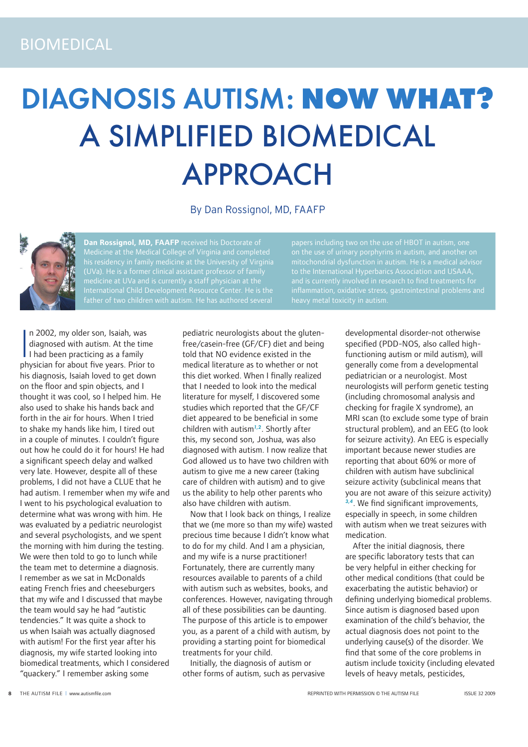BIOMEDICAL

# DIAGNOSIS AUTISM: **NOW WHAT?** A SIMPLIFIED BIOMEDICAL APPROACH

By Dan Rossignol, MD, FAAFP

**Dan Rossignol, MD, FAAFP** received his Doctorate of Medicine at the Medical College of Virginia and completed his residency in family medicine at the University of Virginia (UVa). He is a former clinical assistant professor of family medicine at UVa and is currently a staff physician at the International Child Development Resource Center. He is the father of two children with autism. He has authored several papers including two on the use of HBOT in autism, one on the use of urinary porphyrins in autism, and another on mitochondrial dysfunction in autism. He is a medical advisor to the International Hyperbarics Association and USAAA, and is currently involved in research to find treatments for inflammation, oxidative stress, gastrointestinal problems and heavy metal toxicity in autism.

In 2002, my older son, Isaiah, was diagnosed with autism. At the time I had been practicing as a family physician for about five years. Prior to his diagnosis, Isaiah loved to get down on the floor and spin objects, and I thought it was cool, so I helped him. He also used to shake his hands back and forth in the air for hours. When I tried to shake my hands like him, I tired out in a couple of minutes. I couldn't figure out how he could do it for hours! He had a significant speech delay and walked very late. However, despite all of these problems, I did not have a CLUE that he had autism. I remember when my wife and I went to his psychological evaluation to determine what was wrong with him. He was evaluated by a pediatric neurologist and several psychologists, and we spent the morning with him during the testing. We were then told to go to lunch while the team met to determine a diagnosis. I remember as we sat in McDonalds eating French fries and cheeseburgers that my wife and I discussed that maybe the team would say he had "autistic tendencies." It was quite a shock to us when Isaiah was actually diagnosed with autism! For the first year after his diagnosis, my wife started looking into biomedical treatments, which I considered "quackery." I remember asking some pediatric neurologists about the gluten-free/casein-free (GF/CF) diet and being told that NO evidence existed in the medical literature as to whether or not this diet worked. When I finally realized that I needed to look into the medical literature for myself, I discovered some studies which reported that the GF/CF diet appeared to be beneficial in some children with autism[1,2]. Shortly after this, my second son, Joshua, was also diagnosed with autism. I now realize that God allowed us to have two children with autism to give me a new career (taking care of children with autism) and to give us the ability to help other parents who also have children with autism.

Now that I look back on things, I realize that we (me more so than my wife) wasted precious time because I didn't know what to do for my child. And I am a physician, and my wife is a nurse practitioner! Fortunately, there are currently many resources available to parents of a child with autism such as websites, books, and conferences. However, navigating through all of these possibilities can be daunting. The purpose of this article is to empower you, as a parent of a child with autism, by providing a starting point for biomedical treatments for your child.

Initially, the diagnosis of autism or other forms of autism, such as pervasive developmental disorder-not otherwise specified (PDD-NOS, also called high-functioning autism or mild autism), will generally come from a developmental pediatrician or a neurologist. Most neurologists will perform genetic testing (including chromosomal analysis and checking for fragile X syndrome), an MRI scan (to exclude some type of brain structural problem), and an EEG (to look for seizure activity). An EEG is especially important because newer studies are reporting that about 60% or more of children with autism have subclinical seizure activity (subclinical means that you are not aware of this seizure activity)[3,4]. We find significant improvements, especially in speech, in some children with autism when we treat seizures with medication.

After the initial diagnosis, there are specific laboratory tests that can be very helpful in either checking for other medical conditions (that could be exacerbating the autistic behavior) or defining underlying biomedical problems. Since autism is diagnosed based upon examination of the child's behavior, the actual diagnosis does not point to the underlying cause(s) of the disorder. We find that some of the core problems in autism include toxicity (including elevated levels of heavy metals, pesticides,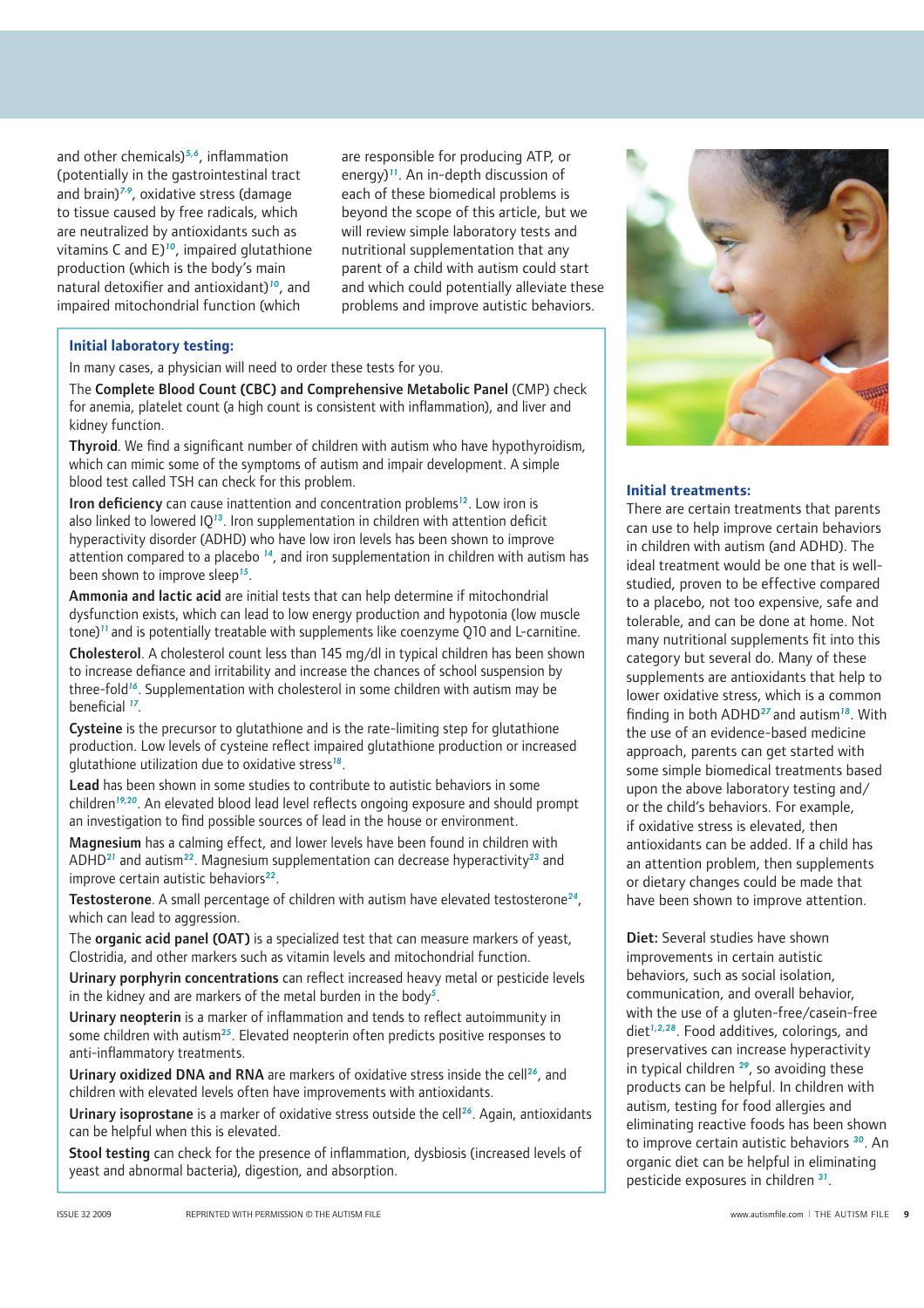and other chemicals)[5,6], inflammation (potentially in the gastrointestinal tract and brain)[7-9], oxidative stress (damage to tissue caused by free radicals, which are neutralized by antioxidants such as vitamins C and E)[10], impaired glutathione production (which is the body's main natural detoxifier and antioxidant)[10], and impaired mitochondrial function (which are responsible for producing ATP, or energy)[11]. An in-depth discussion of each of these biomedical problems is beyond the scope of this article, but we will review simple laboratory tests and nutritional supplementation that any parent of a child with autism could start and which could potentially alleviate these problems and improve autistic behaviors.

### Initial laboratory testing:

In many cases, a physician will need to order these tests for you.

The **Complete Blood Count (CBC) and Comprehensive Metabolic Panel** (CMP) check for anemia, platelet count (a high count is consistent with inflammation), and liver and kidney function.

**Thyroid**. We find a significant number of children with autism who have hypothyroidism, which can mimic some of the symptoms of autism and impair development. A simple blood test called TSH can check for this problem.

**Iron deficiency** can cause inattention and concentration problems[12]. Low iron is also linked to lowered IQ[13]. Iron supplementation in children with attention deficit hyperactivity disorder (ADHD) who have low iron levels has been shown to improve attention compared to a placebo [14], and iron supplementation in children with autism has been shown to improve sleep[15].

**Ammonia and lactic acid** are initial tests that can help determine if mitochondrial dysfunction exists, which can lead to low energy production and hypotonia (low muscle tone)[11] and is potentially treatable with supplements like coenzyme Q10 and L-carnitine.

**Cholesterol**. A cholesterol count less than 145 mg/dl in typical children has been shown to increase defiance and irritability and increase the chances of school suspension by three-fold[16]. Supplementation with cholesterol in some children with autism may be beneficial [17].

**Cysteine** is the precursor to glutathione and is the rate-limiting step for glutathione production. Low levels of cysteine reflect impaired glutathione production or increased glutathione utilization due to oxidative stress[18].

**Lead** has been shown in some studies to contribute to autistic behaviors in some children[19,20]. An elevated blood lead level reflects ongoing exposure and should prompt an investigation to find possible sources of lead in the house or environment.

**Magnesium** has a calming effect, and lower levels have been found in children with ADHD[21] and autism[22]. Magnesium supplementation can decrease hyperactivity[23] and improve certain autistic behaviors[22].

**Testosterone**. A small percentage of children with autism have elevated testosterone[24], which can lead to aggression.

The **organic acid panel (OAT)** is a specialized test that can measure markers of yeast, Clostridia, and other markers such as vitamin levels and mitochondrial function.

**Urinary porphyrin concentrations** can reflect increased heavy metal or pesticide levels in the kidney and are markers of the metal burden in the body[5].

**Urinary neopterin** is a marker of inflammation and tends to reflect autoimmunity in some children with autism[25]. Elevated neopterin often predicts positive responses to anti-inflammatory treatments.

**Urinary oxidized DNA and RNA** are markers of oxidative stress inside the cell[26], and children with elevated levels often have improvements with antioxidants.

**Urinary isoprostane** is a marker of oxidative stress outside the cell[26]. Again, antioxidants can be helpful when this is elevated.

**Stool testing** can check for the presence of inflammation, dysbiosis (increased levels of yeast and abnormal bacteria), digestion, and absorption.

### Initial treatments:

There are certain treatments that parents can use to help improve certain behaviors in children with autism (and ADHD). The ideal treatment would be one that is well-studied, proven to be effective compared to a placebo, not too expensive, safe and tolerable, and can be done at home. Not many nutritional supplements fit into this category but several do. Many of these supplements are antioxidants that help to lower oxidative stress, which is a common finding in both ADHD[27] and autism[18]. With the use of an evidence-based medicine approach, parents can get started with some simple biomedical treatments based upon the above laboratory testing and/or the child's behaviors. For example, if oxidative stress is elevated, then antioxidants can be added. If a child has an attention problem, then supplements or dietary changes could be made that have been shown to improve attention.

**Diet:** Several studies have shown improvements in certain autistic behaviors, such as social isolation, communication, and overall behavior, with the use of a gluten-free/casein-free diet[1,2,28]. Food additives, colorings, and preservatives can increase hyperactivity in typical children [29], so avoiding these products can be helpful. In children with autism, testing for food allergies and eliminating reactive foods has been shown to improve certain autistic behaviors [30]. An organic diet can be helpful in eliminating pesticide exposures in children [31].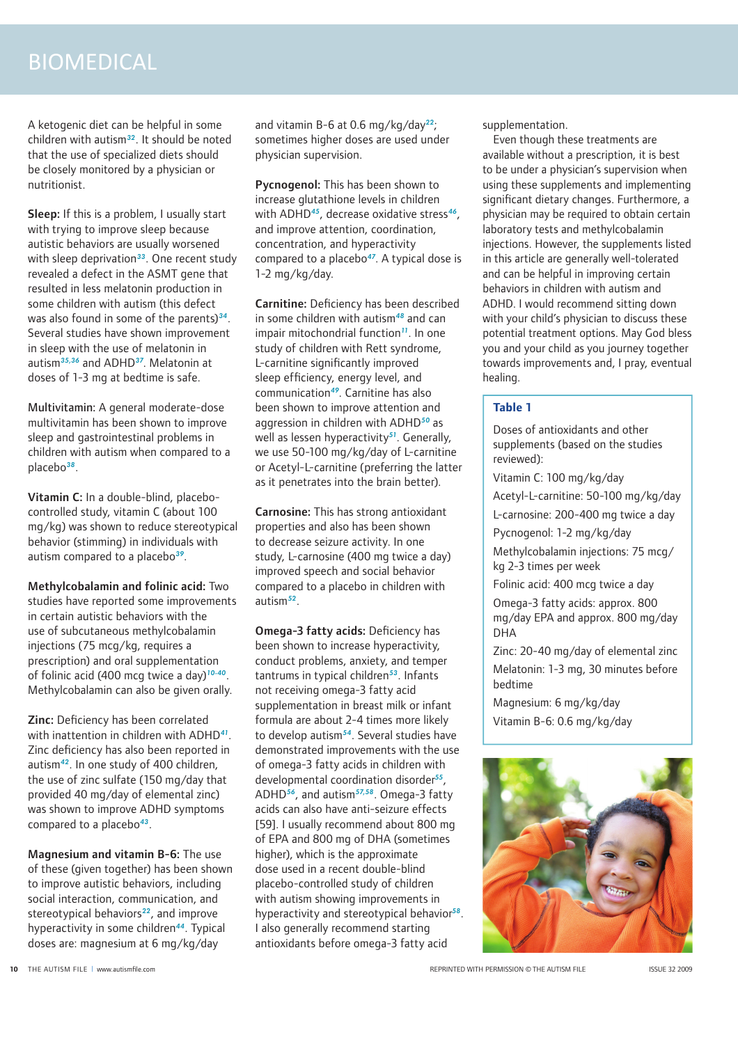A ketogenic diet can be helpful in some children with autism[32]. It should be noted that the use of specialized diets should be closely monitored by a physician or nutritionist.

**Sleep:** If this is a problem, I usually start with trying to improve sleep because autistic behaviors are usually worsened with sleep deprivation[33]. One recent study revealed a defect in the ASMT gene that resulted in less melatonin production in some children with autism (this defect was also found in some of the parents)[34]. Several studies have shown improvement in sleep with the use of melatonin in autism[35,36] and ADHD[37]. Melatonin at doses of 1-3 mg at bedtime is safe.

**Multivitamin:** A general moderate-dose multivitamin has been shown to improve sleep and gastrointestinal problems in children with autism when compared to a placebo[38].

**Vitamin C:** In a double-blind, placebo-controlled study, vitamin C (about 100 mg/kg) was shown to reduce stereotypical behavior (stimming) in individuals with autism compared to a placebo[39].

**Methylcobalamin and folinic acid:** Two studies have reported some improvements in certain autistic behaviors with the use of subcutaneous methylcobalamin injections (75 mcg/kg, requires a prescription) and oral supplementation of folinic acid (400 mcg twice a day)[10-40]. Methylcobalamin can also be given orally.

**Zinc:** Deficiency has been correlated with inattention in children with ADHD[41]. Zinc deficiency has also been reported in autism[42]. In one study of 400 children, the use of zinc sulfate (150 mg/day that provided 40 mg/day of elemental zinc) was shown to improve ADHD symptoms compared to a placebo[43].

**Magnesium and vitamin B-6:** The use of these (given together) has been shown to improve autistic behaviors, including social interaction, communication, and stereotypical behaviors[22], and improve hyperactivity in some children[44]. Typical doses are: magnesium at 6 mg/kg/day and vitamin B-6 at 0.6 mg/kg/day[22]; sometimes higher doses are used under physician supervision.

**Pycnogenol:** This has been shown to increase glutathione levels in children with ADHD[45], decrease oxidative stress[46], and improve attention, coordination, concentration, and hyperactivity compared to a placebo[47]. A typical dose is 1-2 mg/kg/day.

**Carnitine:** Deficiency has been described in some children with autism[48] and can impair mitochondrial function[11]. In one study of children with Rett syndrome, L-carnitine significantly improved sleep efficiency, energy level, and communication[49]. Carnitine has also been shown to improve attention and aggression in children with ADHD[50] as well as lessen hyperactivity[51]. Generally, we use 50-100 mg/kg/day of L-carnitine or Acetyl-L-carnitine (preferring the latter as it penetrates into the brain better).

**Carnosine:** This has strong antioxidant properties and also has been shown to decrease seizure activity. In one study, L-carnosine (400 mg twice a day) improved speech and social behavior compared to a placebo in children with autism[52].

**Omega-3 fatty acids:** Deficiency has been shown to increase hyperactivity, conduct problems, anxiety, and temper tantrums in typical children[53]. Infants not receiving omega-3 fatty acid supplementation in breast milk or infant formula are about 2-4 times more likely to develop autism[54]. Several studies have demonstrated improvements with the use of omega-3 fatty acids in children with developmental coordination disorder[55], ADHD[56], and autism[57,58]. Omega-3 fatty acids can also have anti-seizure effects [59]. I usually recommend about 800 mg of EPA and 800 mg of DHA (sometimes higher), which is the approximate dose used in a recent double-blind placebo-controlled study of children with autism showing improvements in hyperactivity and stereotypical behavior[58]. I also generally recommend starting antioxidants before omega-3 fatty acid supplementation.

Even though these treatments are available without a prescription, it is best to be under a physician's supervision when using these supplements and implementing significant dietary changes. Furthermore, a physician may be required to obtain certain laboratory tests and methylcobalamin injections. However, the supplements listed in this article are generally well-tolerated and can be helpful in improving certain behaviors in children with autism and ADHD. I would recommend sitting down with your child's physician to discuss these potential treatment options. May God bless you and your child as you journey together towards improvements and, I pray, eventual healing.

**Table 1**

Doses of antioxidants and other supplements (based on the studies reviewed):

- Vitamin C: 100 mg/kg/day
- Acetyl-L-carnitine: 50-100 mg/kg/day
- L-carnosine: 200-400 mg twice a day
- Pycnogenol: 1-2 mg/kg/day
- Methylcobalamin injections: 75 mcg/kg 2-3 times per week
- Folinic acid: 400 mcg twice a day
- Omega-3 fatty acids: approx. 800 mg/day EPA and approx. 800 mg/day DHA
- Zinc: 20-40 mg/day of elemental zinc
- Melatonin: 1-3 mg, 30 minutes before bedtime
- Magnesium: 6 mg/kg/day
- Vitamin B-6: 0.6 mg/kg/day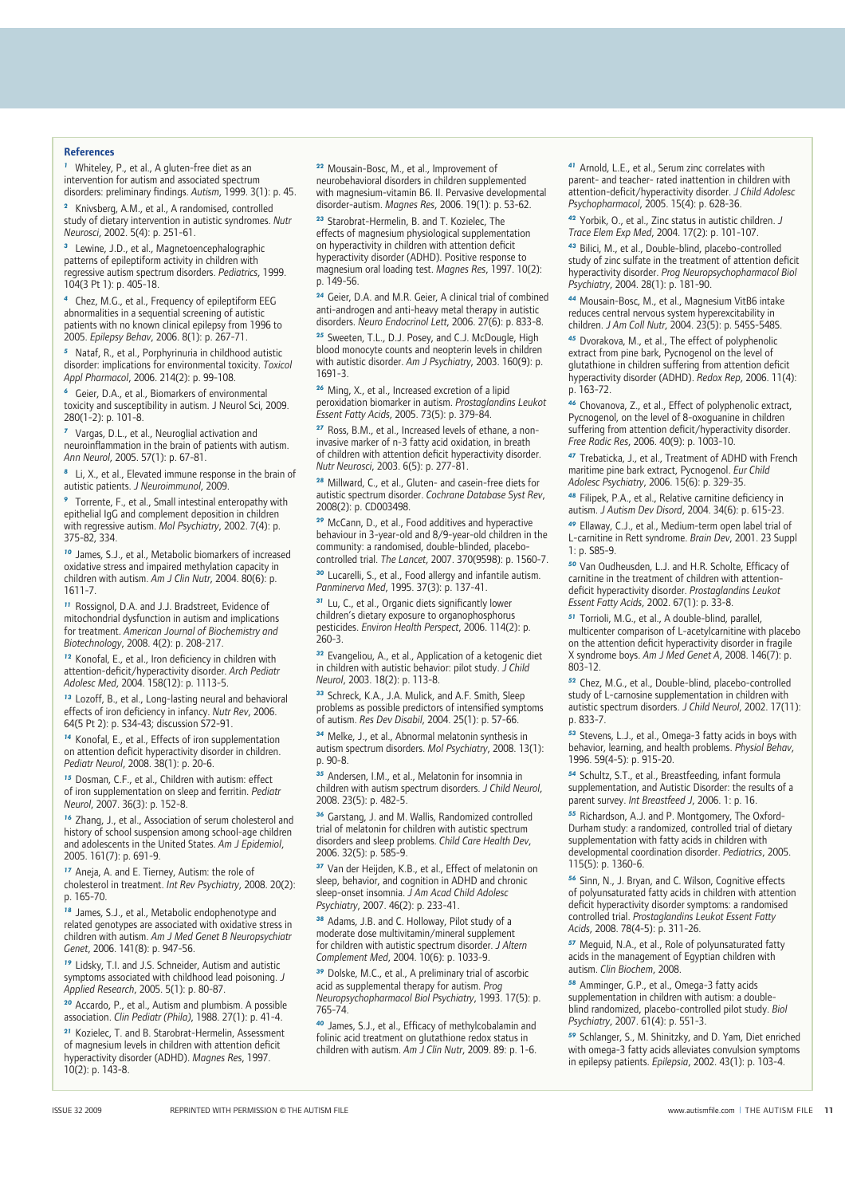### References

[1] Whiteley, P., et al., A gluten-free diet as an intervention for autism and associated spectrum disorders: preliminary findings. *Autism*, 1999. 3(1): p. 45.

[2] Knivsberg, A.M., et al., A randomised, controlled study of dietary intervention in autistic syndromes. *Nutr Neurosci*, 2002. 5(4): p. 251-61.

[3] Lewine, J.D., et al., Magnetoencephalographic patterns of epileptiform activity in children with regressive autism spectrum disorders. *Pediatrics*, 1999. 104(3 Pt 1): p. 405-18.

[4] Chez, M.G., et al., Frequency of epileptiform EEG abnormalities in a sequential screening of autistic patients with no known clinical epilepsy from 1996 to 2005. *Epilepsy Behav*, 2006. 8(1): p. 267-71.

[5] Nataf, R., et al., Porphyrinuria in childhood autistic disorder: implications for environmental toxicity. *Toxicol Appl Pharmacol*, 2006. 214(2): p. 99-108.

[6] Geier, D.A., et al., Biomarkers of environmental toxicity and susceptibility in autism. J Neurol Sci, 2009. 280(1-2): p. 101-8.

[7] Vargas, D.L., et al., Neuroglial activation and neuroinflammation in the brain of patients with autism. *Ann Neurol*, 2005. 57(1): p. 67-81.

[8] Li, X., et al., Elevated immune response in the brain of autistic patients. *J Neuroimmunol*, 2009.

[9] Torrente, F., et al., Small intestinal enteropathy with epithelial IgG and complement deposition in children with regressive autism. *Mol Psychiatry*, 2002. 7(4): p. 375-82, 334.

[10] James, S.J., et al., Metabolic biomarkers of increased oxidative stress and impaired methylation capacity in children with autism. *Am J Clin Nutr*, 2004. 80(6): p. 1611-7.

[11] Rossignol, D.A. and J.J. Bradstreet, Evidence of mitochondrial dysfunction in autism and implications for treatment. *American Journal of Biochemistry and Biotechnology*, 2008. 4(2): p. 208-217.

[12] Konofal, E., et al., Iron deficiency in children with attention-deficit/hyperactivity disorder. *Arch Pediatr Adolesc Med*, 2004. 158(12): p. 1113-5.

[13] Lozoff, B., et al., Long-lasting neural and behavioral effects of iron deficiency in infancy. *Nutr Rev*, 2006. 64(5 Pt 2): p. S34-43; discussion S72-91.

[14] Konofal, E., et al., Effects of iron supplementation on attention deficit hyperactivity disorder in children. *Pediatr Neurol*, 2008. 38(1): p. 20-6.

[15] Dosman, C.F., et al., Children with autism: effect of iron supplementation on sleep and ferritin. *Pediatr Neurol*, 2007. 36(3): p. 152-8.

[16] Zhang, J., et al., Association of serum cholesterol and history of school suspension among school-age children and adolescents in the United States. *Am J Epidemiol*, 2005. 161(7): p. 691-9.

[17] Aneja, A. and E. Tierney, Autism: the role of cholesterol in treatment. *Int Rev Psychiatry*, 2008. 20(2): p. 165-70.

[18] James, S.J., et al., Metabolic endophenotype and related genotypes are associated with oxidative stress in children with autism. *Am J Med Genet B Neuropsychiatr Genet*, 2006. 141(8): p. 947-56.

[19] Lidsky, T.I. and J.S. Schneider, Autism and autistic symptoms associated with childhood lead poisoning. *J Applied Research*, 2005. 5(1): p. 80-87.

[20] Accardo, P., et al., Autism and plumbism. A possible association. *Clin Pediatr (Phila)*, 1988. 27(1): p. 41-4.

[21] Kozielec, T. and B. Starobrat-Hermelin, Assessment of magnesium levels in children with attention deficit hyperactivity disorder (ADHD). *Magnes Res*, 1997. 10(2): p. 143-8.

[22] Mousain-Bosc, M., et al., Improvement of neurobehavioral disorders in children supplemented with magnesium-vitamin B6. II. Pervasive developmental disorder-autism. *Magnes Res*, 2006. 19(1): p. 53-62.

[23] Starobrat-Hermelin, B. and T. Kozielec, The effects of magnesium physiological supplementation on hyperactivity in children with attention deficit hyperactivity disorder (ADHD). Positive response to magnesium oral loading test. *Magnes Res*, 1997. 10(2): p. 149-56.

[24] Geier, D.A. and M.R. Geier, A clinical trial of combined anti-androgen and anti-heavy metal therapy in autistic disorders. *Neuro Endocrinol Lett*, 2006. 27(6): p. 833-8.

[25] Sweeten, T.L., D.J. Posey, and C.J. McDougle, High blood monocyte counts and neopterin levels in children with autistic disorder. *Am J Psychiatry*, 2003. 160(9): p. 1691-3.

[26] Ming, X., et al., Increased excretion of a lipid peroxidation biomarker in autism. *Prostaglandins Leukot Essent Fatty Acids*, 2005. 73(5): p. 379-84.

[27] Ross, B.M., et al., Increased levels of ethane, a non-invasive marker of n-3 fatty acid oxidation, in breath of children with attention deficit hyperactivity disorder. *Nutr Neurosci*, 2003. 6(5): p. 277-81.

[28] Millward, C., et al., Gluten- and casein-free diets for autistic spectrum disorder. *Cochrane Database Syst Rev*, 2008(2): p. CD003498.

[29] McCann, D., et al., Food additives and hyperactive behaviour in 3-year-old and 8/9-year-old children in the community: a randomised, double-blinded, placebo-controlled trial. *The Lancet*, 2007. 370(9598): p. 1560-7.

[30] Lucarelli, S., et al., Food allergy and infantile autism. *Panminerva Med*, 1995. 37(3): p. 137-41.

[31] Lu, C., et al., Organic diets significantly lower children's dietary exposure to organophosphorus pesticides. *Environ Health Perspect*, 2006. 114(2): p. 260-3.

[32] Evangeliou, A., et al., Application of a ketogenic diet in children with autistic behavior: pilot study. *J Child Neurol*, 2003. 18(2): p. 113-8.

[33] Schreck, K.A., J.A. Mulick, and A.F. Smith, Sleep problems as possible predictors of intensified symptoms of autism. *Res Dev Disabil*, 2004. 25(1): p. 57-66.

[34] Melke, J., et al., Abnormal melatonin synthesis in autism spectrum disorders. *Mol Psychiatry*, 2008. 13(1): p. 90-8.

[35] Andersen, I.M., et al., Melatonin for insomnia in children with autism spectrum disorders. *J Child Neurol*, 2008. 23(5): p. 482-5.

[36] Garstang, J. and M. Wallis, Randomized controlled trial of melatonin for children with autistic spectrum disorders and sleep problems. *Child Care Health Dev*, 2006. 32(5): p. 585-9.

[37] Van der Heijden, K.B., et al., Effect of melatonin on sleep, behavior, and cognition in ADHD and chronic sleep-onset insomnia. *J Am Acad Child Adolesc Psychiatry*, 2007. 46(2): p. 233-41.

[38] Adams, J.B. and C. Holloway, Pilot study of a moderate dose multivitamin/mineral supplement for children with autistic spectrum disorder. *J Altern Complement Med*, 2004. 10(6): p. 1033-9.

[39] Dolske, M.C., et al., A preliminary trial of ascorbic acid as supplemental therapy for autism. *Prog Neuropsychopharmacol Biol Psychiatry*, 1993. 17(5): p. 765-74.

[40] James, S.J., et al., Efficacy of methylcobalamin and folinic acid treatment on glutathione redox status in children with autism. *Am J Clin Nutr*, 2009. 89: p. 1-6.

[41] Arnold, L.E., et al., Serum zinc correlates with parent- and teacher- rated inattention in children with attention-deficit/hyperactivity disorder. *J Child Adolesc Psychopharmacol*, 2005. 15(4): p. 628-36.

[42] Yorbik, O., et al., Zinc status in autistic children. *J Trace Elem Exp Med*, 2004. 17(2): p. 101-107.

[43] Bilici, M., et al., Double-blind, placebo-controlled study of zinc sulfate in the treatment of attention deficit hyperactivity disorder. *Prog Neuropsychopharmacol Biol Psychiatry*, 2004. 28(1): p. 181-90.

[44] Mousain-Bosc, M., et al., Magnesium VitB6 intake reduces central nervous system hyperexcitability in children. *J Am Coll Nutr*, 2004. 23(5): p. 545S-548S.

[45] Dvorakova, M., et al., The effect of polyphenolic extract from pine bark, Pycnogenol on the level of glutathione in children suffering from attention deficit hyperactivity disorder (ADHD). *Redox Rep*, 2006. 11(4): p. 163-72.

[46] Chovanova, Z., et al., Effect of polyphenolic extract, Pycnogenol, on the level of 8-oxoguanine in children suffering from attention deficit/hyperactivity disorder. *Free Radic Res*, 2006. 40(9): p. 1003-10.

[47] Trebaticka, J., et al., Treatment of ADHD with French maritime pine bark extract, Pycnogenol. *Eur Child Adolesc Psychiatry*, 2006. 15(6): p. 329-35.

[48] Filipek, P.A., et al., Relative carnitine deficiency in autism. *J Autism Dev Disord*, 2004. 34(6): p. 615-23.

[49] Ellaway, C.J., et al., Medium-term open label trial of L-carnitine in Rett syndrome. *Brain Dev*, 2001. 23 Suppl 1: p. S85-9.

[50] Van Oudheusden, L.J. and H.R. Scholte, Efficacy of carnitine in the treatment of children with attention-deficit hyperactivity disorder. *Prostaglandins Leukot Essent Fatty Acids*, 2002. 67(1): p. 33-8.

[51] Torrioli, M.G., et al., A double-blind, parallel, multicenter comparison of L-acetylcarnitine with placebo on the attention deficit hyperactivity disorder in fragile X syndrome boys. *Am J Med Genet A*, 2008. 146(7): p. 803-12.

[52] Chez, M.G., et al., Double-blind, placebo-controlled study of L-carnosine supplementation in children with autistic spectrum disorders. *J Child Neurol*, 2002. 17(11): p. 833-7.

[53] Stevens, L.J., et al., Omega-3 fatty acids in boys with behavior, learning, and health problems. *Physiol Behav*, 1996. 59(4-5): p. 915-20.

[54] Schultz, S.T., et al., Breastfeeding, infant formula supplementation, and Autistic Disorder: the results of a parent survey. *Int Breastfeed J*, 2006. 1: p. 16.

[55] Richardson, A.J. and P. Montgomery, The Oxford-Durham study: a randomized, controlled trial of dietary supplementation with fatty acids in children with developmental coordination disorder. *Pediatrics*, 2005. 115(5): p. 1360-6.

[56] Sinn, N., J. Bryan, and C. Wilson, Cognitive effects of polyunsaturated fatty acids in children with attention deficit hyperactivity disorder symptoms: a randomised controlled trial. *Prostaglandins Leukot Essent Fatty Acids*, 2008. 78(4-5): p. 311-26.

[57] Meguid, N.A., et al., Role of polyunsaturated fatty acids in the management of Egyptian children with autism. *Clin Biochem*, 2008.

[58] Amminger, G.P., et al., Omega-3 fatty acids supplementation in children with autism: a double-blind randomized, placebo-controlled pilot study. *Biol Psychiatry*, 2007. 61(4): p. 551-3.

[59] Schlanger, S., M. Shinitzky, and D. Yam, Diet enriched with omega-3 fatty acids alleviates convulsion symptoms in epilepsy patients. *Epilepsia*, 2002. 43(1): p. 103-4.

REPRINTED WITH PERMISSION © THE AUTISM FILE